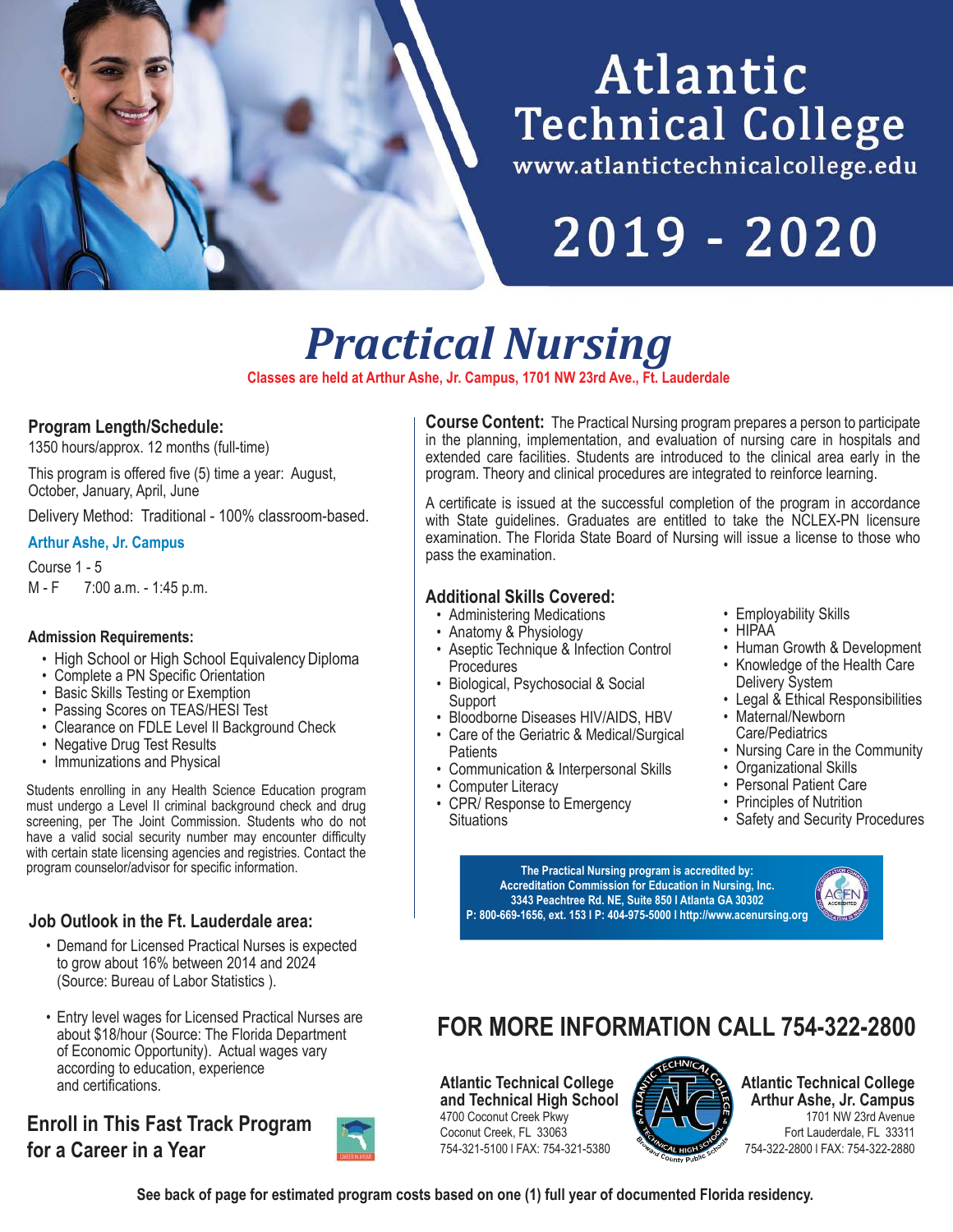# Atlantic Technical College

www.atlantictechnicalcollege.edu

## 2019 - 2020

# *Practical Nursing*

**Classes are held at Arthur Ashe, Jr. Campus, 1701 NW 23rd Ave., Ft. Lauderdale**

### Program Length/Schedule:

1350 hours/approx. 12 months (full-time)

This program is offered five (5) time a year: August, October, January, April, June

Delivery Method: Traditional - 100% classroom-based.

**Arthur Ashe, Jr. Campus**

Course 1 - 5

M - F 7:00 a.m. - 1:45 p.m.

### Admission Requirements:

- High School or High School Equivalency Diploma
- Complete a PN Specific Orientation
- Basic Skills Testing or Exemption
- Passing Scores on TEAS/HESI Test
- Clearance on FDLE Level II Background Check
- Negative Drug Test Results
- Immunizations and Physical

Students enrolling in any Health Science Education program must undergo a Level II criminal background check and drug screening, per The Joint Commission. Students who do not have a valid social security number may encounter difficulty with certain state licensing agencies and registries. Contact the program counselor/advisor for specific information.

### Job Outlook in the Ft. Lauderdale area:

- Demand for Licensed Practical Nurses is expected to grow about 16% between 2014 and 2024 (Source: Bureau of Labor Statistics ).
- Entry level wages for Licensed Practical Nurses are about $18/hour (Source: The Florida Department of Economic Opportunity). Actual wages vary according to education, experience and certifications.

### Enroll in This Fast Track Program for a Career in a Year

**Course Content:** The Practical Nursing program prepares a person to participate in the planning, implementation, and evaluation of nursing care in hospitals and extended care facilities. Students are introduced to the clinical area early in the program. Theory and clinical procedures are integrated to reinforce learning.

A certificate is issued at the successful completion of the program in accordance with State guidelines. Graduates are entitled to take the NCLEX-PN licensure examination. The Florida State Board of Nursing will issue a license to those who pass the examination.

### Additional Skills Covered:

- Administering Medications
- Anatomy & Physiology
- Aseptic Technique & Infection Control Procedures
- Biological, Psychosocial & Social Support
- Bloodborne Diseases HIV/AIDS, HBV
- Care of the Geriatric & Medical/Surgical Patients
- Communication & Interpersonal Skills
- Computer Literacy
- CPR/ Response to Emergency Situations
- Employability Skills
- HIPAA
- Human Growth & Development
- Knowledge of the Health Care Delivery System
- Legal & Ethical Responsibilities
- Maternal/Newborn Care/Pediatrics
- Nursing Care in the Community
- Organizational Skills
- Personal Patient Care
- Principles of Nutrition
- Safety and Security Procedures

**The Practical Nursing program is accredited by:**
**Accreditation Commission for Education in Nursing, Inc.**
**3343 Peachtree Rd. NE, Suite 850 I Atlanta GA 30302**
**P: 800-669-1656, ext. 153 I P: 404-975-5000 I http://www.acenursing.org**

## FOR MORE INFORMATION CALL 754-322-2800

**Atlantic Technical College and Technical High School**
4700 Coconut Creek Pkwy
Coconut Creek, FL 33063
754-321-5100 I FAX: 754-321-5380

**Atlantic Technical College Arthur Ashe, Jr. Campus**
1701 NW 23rd Avenue
Fort Lauderdale, FL 33311
754-322-2800 I FAX: 754-322-2880

**See back of page for estimated program costs based on one (1) full year of documented Florida residency.**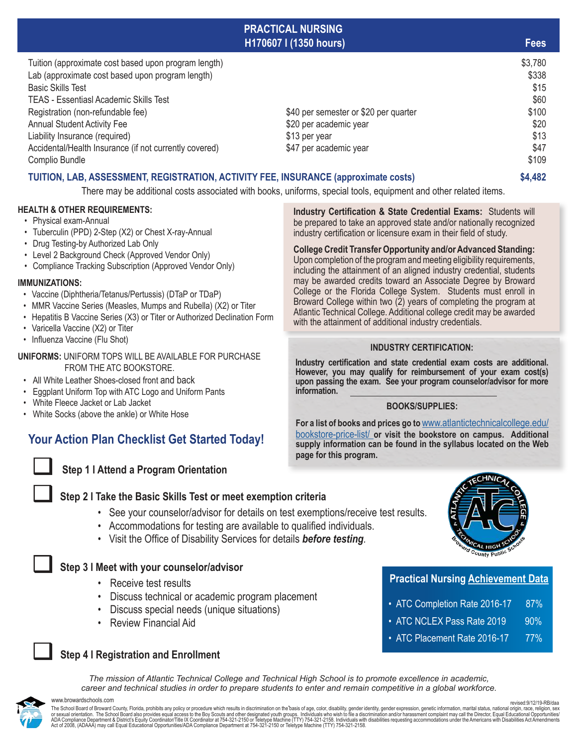## PRACTICAL NURSING
## H170607 I (1350 hours)

| | | Fees |
|---|---|---|
| Tuition (approximate cost based upon program length) | | $3,780 |
| Lab (approximate cost based upon program length) | | $338 |
| Basic Skills Test | | $15 |
| TEAS - Essentiasl Academic Skills Test | | $60 |
| Registration (non-refundable fee) | $40 per semester or $20 per quarter | $100 |
| Annual Student Activity Fee | $20 per academic year | $20 |
| Liability Insurance (required) | $13 per year | $13 |
| Accidental/Health Insurance (if not currently covered) | $47 per academic year | $47 |
| Complio Bundle | | $109 |
| **TUITION, LAB, ASSESSMENT, REGISTRATION, ACTIVITY FEE, INSURANCE (approximate costs)** | | **$4,482** |

There may be additional costs associated with books, uniforms, special tools, equipment and other related items.

**HEALTH & OTHER REQUIREMENTS:**

- Physical exam-Annual
- Tuberculin (PPD) 2-Step (X2) or Chest X-ray-Annual
- Drug Testing-by Authorized Lab Only
- Level 2 Background Check (Approved Vendor Only)
- Compliance Tracking Subscription (Approved Vendor Only)

**IMMUNIZATIONS:**

- Vaccine (Diphtheria/Tetanus/Pertussis) (DTaP or TDaP)
- MMR Vaccine Series (Measles, Mumps and Rubella) (X2) or Titer
- Hepatitis B Vaccine Series (X3) or Titer or Authorized Declination Form
- Varicella Vaccine (X2) or Titer
- Influenza Vaccine (Flu Shot)

**UNIFORMS:** UNIFORM TOPS WILL BE AVAILABLE FOR PURCHASE FROM THE ATC BOOKSTORE.

- All White Leather Shoes-closed front and back
- Eggplant Uniform Top with ATC Logo and Uniform Pants
- White Fleece Jacket or Lab Jacket
- White Socks (above the ankle) or White Hose

**Industry Certification & State Credential Exams:** Students will be prepared to take an approved state and/or nationally recognized industry certification or licensure exam in their field of study.

**College Credit Transfer Opportunity and/or Advanced Standing:** Upon completion of the program and meeting eligibility requirements, including the attainment of an aligned industry credential, students may be awarded credits toward an Associate Degree by Broward College or the Florida College System. Students must enroll in Broward College within two (2) years of completing the program at Atlantic Technical College. Additional college credit may be awarded with the attainment of additional industry credentials.

**INDUSTRY CERTIFICATION:**

**Industry certification and state credential exam costs are additional. However, you may qualify for reimbursement of your exam cost(s) upon passing the exam. See your program counselor/advisor for more information.**

**BOOKS/SUPPLIES:**

**For a list of books and prices go to www.atlantictechnicalcollege.edu/bookstore-price-list/ or visit the bookstore on campus. Additional supply information can be found in the syllabus located on the Web page for this program.**

## Your Action Plan Checklist Get Started Today!

☐ **Step 1 I Attend a Program Orientation**

☐ **Step 2 I Take the Basic Skills Test or meet exemption criteria**

- See your counselor/advisor for details on test exemptions/receive test results.
- Accommodations for testing are available to qualified individuals.
- Visit the Office of Disability Services for details ***before testing***.

☐ **Step 3 I Meet with your counselor/advisor**

- Receive test results
- Discuss technical or academic program placement
- Discuss special needs (unique situations)
- Review Financial Aid

☐ **Step 4 I Registration and Enrollment**

**Practical Nursing Achievement Data**

- ATC Completion Rate 2016-17 87%
- ATC NCLEX Pass Rate 2019 90%
- ATC Placement Rate 2016-17 77%

*The mission of Atlantic Technical College and Technical High School is to promote excellence in academic, career and technical studies in order to prepare students to enter and remain competitive in a global workforce.*

www.browardschools.com

revised:9/12/19-RB/daa

The School Board of Broward County, Florida, prohibits any policy or procedure which results in discrimination on the basis of age, color, disability, gender identity, gender expression, genetic information, marital status, national origin, race, religion, sex or sexual orientation. The School Board also provides equal access to the Boy Scouts and other designated youth groups. Individuals who wish to file a discrimination and/or harassment complaint may call the Director, Equal Educational Opportunities/ADA Compliance Department & District's Equity Coordinator/Title IX Coordinator at 754-321-2150 or Teletype Machine (TTY) 754-321-2158. Individuals with disabilities requesting accommodations under the Americans with Disabilities Act Amendments Act of 2008, (ADAAA) may call Equal Educational Opportunities/ADA Compliance Department at 754-321-2150 or Teletype Machine (TTY) 754-321-2158.